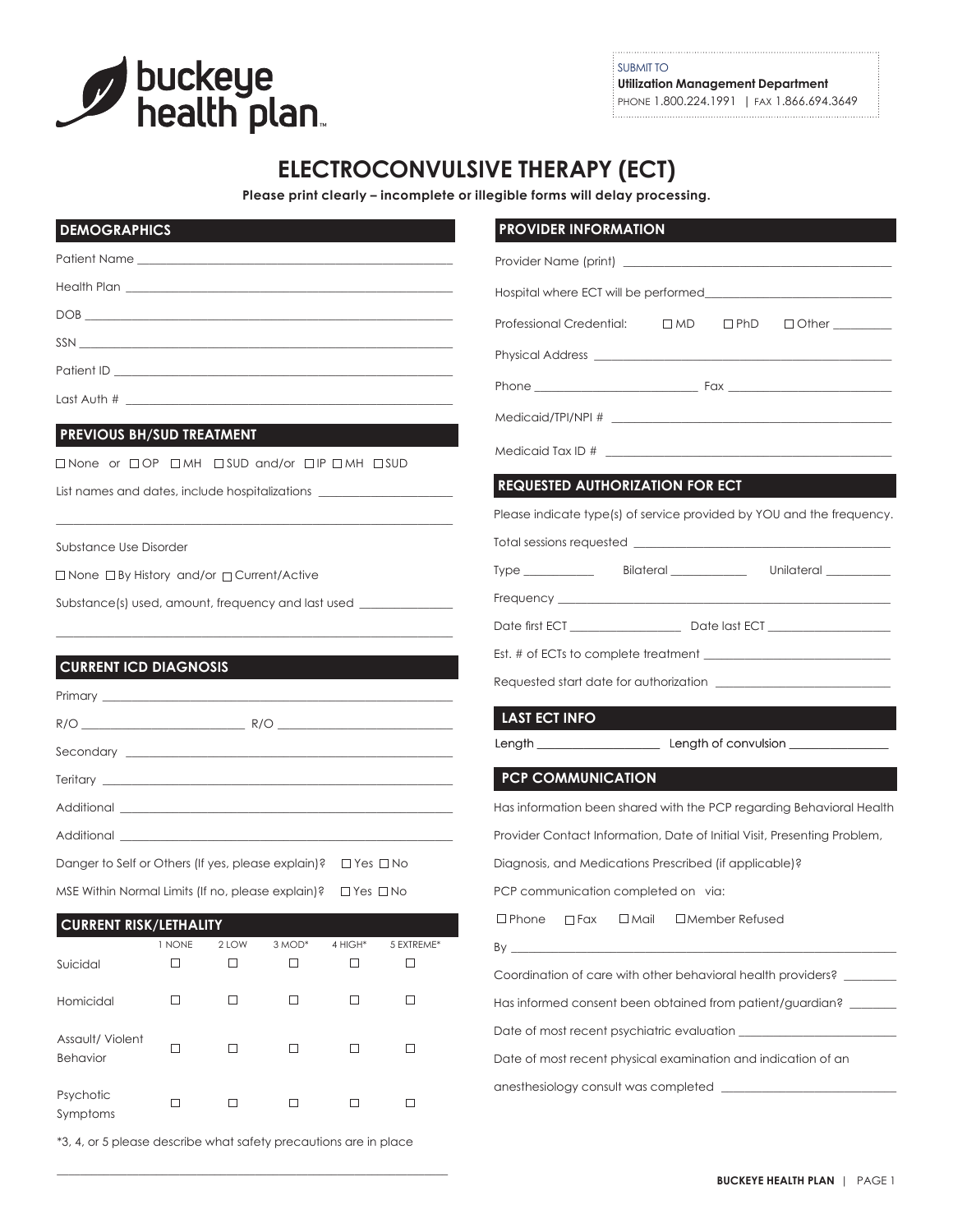buckeye health plan

SUBMIT TO
**Utilization Management Department**
PHONE 1.800.224.1991 | FAX 1.866.694.3649

# ELECTROCONVULSIVE THERAPY (ECT)

**Please print clearly – incomplete or illegible forms will delay processing.**

## DEMOGRAPHICS

Patient Name ______________________________

Health Plan ______________________________

DOB ______________________________

SSN ______________________________

Patient ID ______________________________

Last Auth # ______________________________

## PREVIOUS BH/SUD TREATMENT

☐ None or ☐ OP ☐ MH ☐ SUD and/or ☐ IP ☐ MH ☐ SUD

List names and dates, include hospitalizations ______________________________

______________________________

Substance Use Disorder

☐ None ☐ By History and/or ☐ Current/Active

Substance(s) used, amount, frequency and last used ______________________________

______________________________

## CURRENT ICD DIAGNOSIS

Primary ______________________________

R/O ______________ R/O ______________

Secondary ______________________________

Teritary ______________________________

Additional ______________________________

Additional ______________________________

Danger to Self or Others (If yes, please explain)? ☐ Yes ☐ No

MSE Within Normal Limits (If no, please explain)? ☐ Yes ☐ No

## CURRENT RISK/LETHALITY

| | 1 NONE | 2 LOW | 3 MOD* | 4 HIGH* | 5 EXTREME* |
|---|---|---|---|---|---|
| Suicidal | ☐ | ☐ | ☐ | ☐ | ☐ |
| Homicidal | ☐ | ☐ | ☐ | ☐ | ☐ |
| Assault/ Violent Behavior | ☐ | ☐ | ☐ | ☐ | ☐ |
| Psychotic Symptoms | ☐ | ☐ | ☐ | ☐ | ☐ |

*3, 4, or 5 please describe what safety precautions are in place

______________________________

## PROVIDER INFORMATION

Provider Name (print) ______________________________

Hospital where ECT will be performed______________________________

Professional Credential: ☐ MD ☐ PhD ☐ Other ________

Physical Address ______________________________

Phone ______________ Fax ______________

Medicaid/TPI/NPI # ______________________________

Medicaid Tax ID # ______________________________

## REQUESTED AUTHORIZATION FOR ECT

Please indicate type(s) of service provided by YOU and the frequency.

Total sessions requested ______________________________

Type ___________ Bilateral ___________ Unilateral ___________

Frequency ______________________________

Date first ECT ______________ Date last ECT ______________

Est. # of ECTs to complete treatment ______________________________

Requested start date for authorization ______________________________

## LAST ECT INFO

Length ______________ Length of convulsion ______________

## PCP COMMUNICATION

Has information been shared with the PCP regarding Behavioral Health Provider Contact Information, Date of Initial Visit, Presenting Problem, Diagnosis, and Medications Prescribed (if applicable)?

PCP communication completed on via:

☐ Phone ☐ Fax ☐ Mail ☐ Member Refused

By ______________________________

Coordination of care with other behavioral health providers? ________

Has informed consent been obtained from patient/guardian? ________

Date of most recent psychiatric evaluation ______________________________

Date of most recent physical examination and indication of an anesthesiology consult was completed ______________________________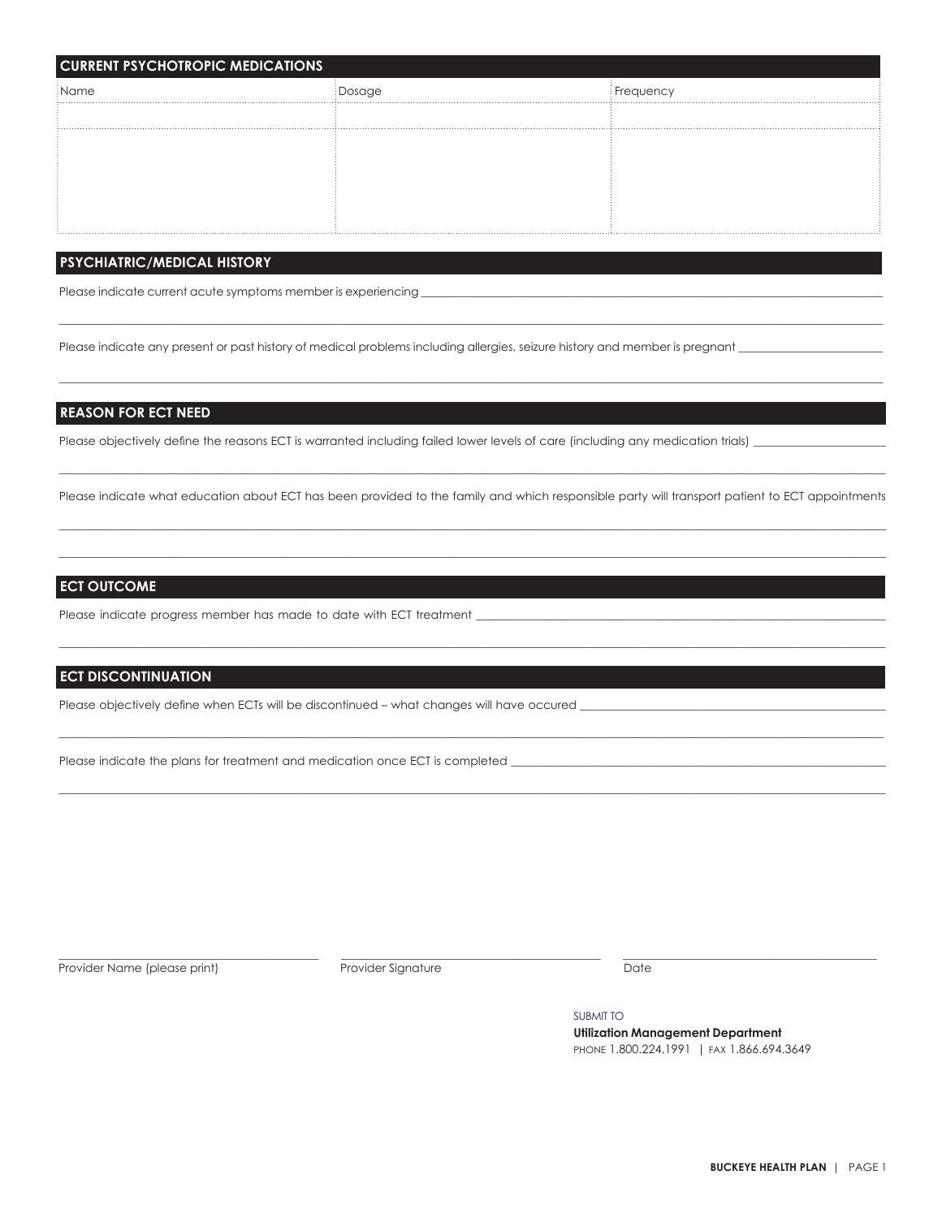## CURRENT PSYCHOTROPIC MEDICATIONS

| Name | Dosage | Frequency |
| --- | --- | --- |
| | | |
| | | |

## PSYCHIATRIC/MEDICAL HISTORY

Please indicate current acute symptoms member is experiencing ______________________________

Please indicate any present or past history of medical problems including allergies, seizure history and member is pregnant ______________________________

## REASON FOR ECT NEED

Please objectively define the reasons ECT is warranted including failed lower levels of care (including any medication trials) ______________________________

Please indicate what education about ECT has been provided to the family and which responsible party will transport patient to ECT appointments

______________________________

## ECT OUTCOME

Please indicate progress member has made to date with ECT treatment ______________________________

## ECT DISCONTINUATION

Please objectively define when ECTs will be discontinued – what changes will have occured ______________________________

Please indicate the plans for treatment and medication once ECT is completed ______________________________

______________________________ Provider Name (please print)

______________________________ Provider Signature

______________________________ Date

SUBMIT TO

**Utilization Management Department**

PHONE 1.800.224.1991 | FAX 1.866.694.3649